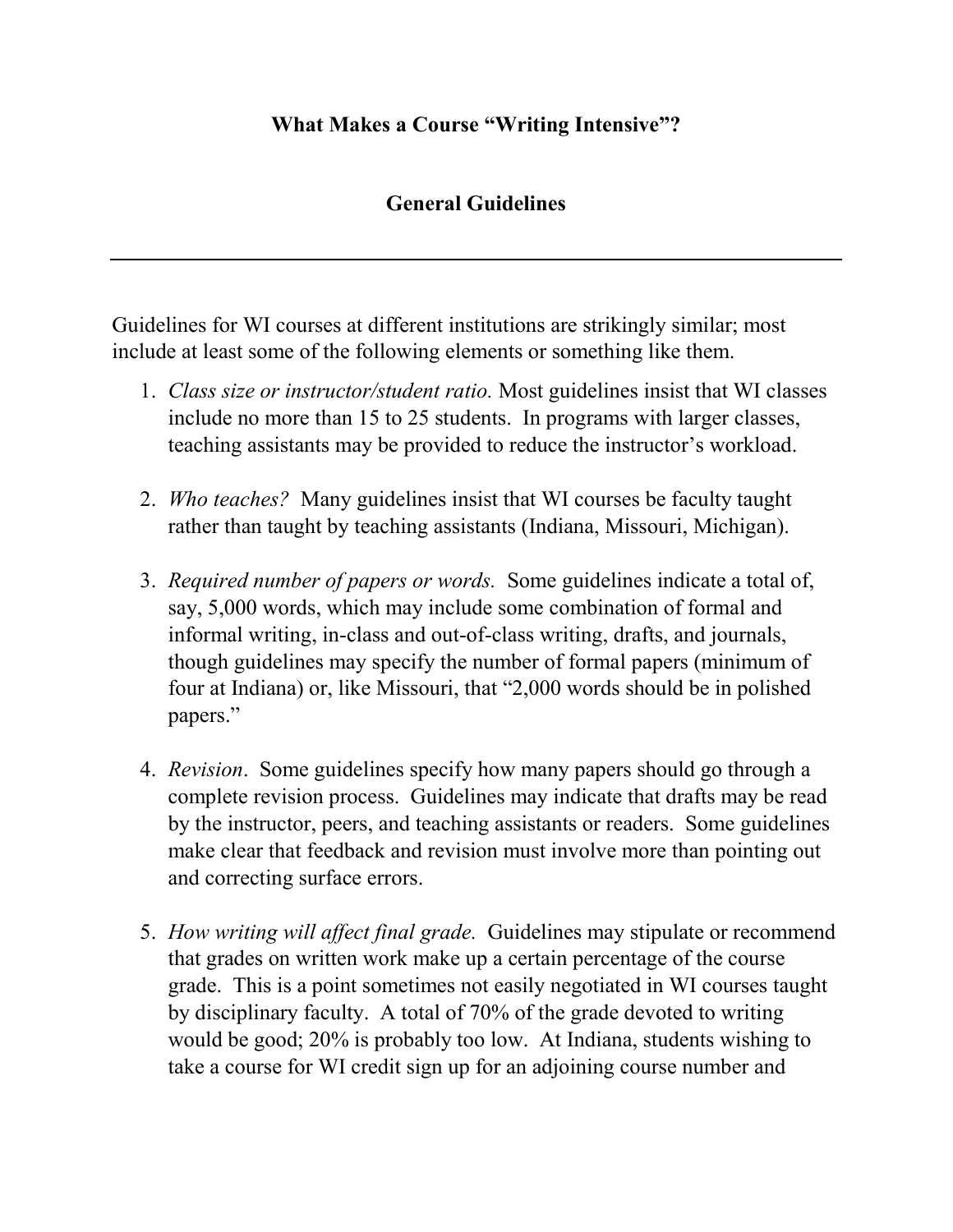# What Makes a Course "Writing Intensive"?

## General Guidelines

---

Guidelines for WI courses at different institutions are strikingly similar; most include at least some of the following elements or something like them.

1. *Class size or instructor/student ratio.* Most guidelines insist that WI classes include no more than 15 to 25 students. In programs with larger classes, teaching assistants may be provided to reduce the instructor's workload.

2. *Who teaches?* Many guidelines insist that WI courses be faculty taught rather than taught by teaching assistants (Indiana, Missouri, Michigan).

3. *Required number of papers or words.* Some guidelines indicate a total of, say, 5,000 words, which may include some combination of formal and informal writing, in-class and out-of-class writing, drafts, and journals, though guidelines may specify the number of formal papers (minimum of four at Indiana) or, like Missouri, that "2,000 words should be in polished papers."

4. *Revision*. Some guidelines specify how many papers should go through a complete revision process. Guidelines may indicate that drafts may be read by the instructor, peers, and teaching assistants or readers. Some guidelines make clear that feedback and revision must involve more than pointing out and correcting surface errors.

5. *How writing will affect final grade.* Guidelines may stipulate or recommend that grades on written work make up a certain percentage of the course grade. This is a point sometimes not easily negotiated in WI courses taught by disciplinary faculty. A total of 70% of the grade devoted to writing would be good; 20% is probably too low. At Indiana, students wishing to take a course for WI credit sign up for an adjoining course number and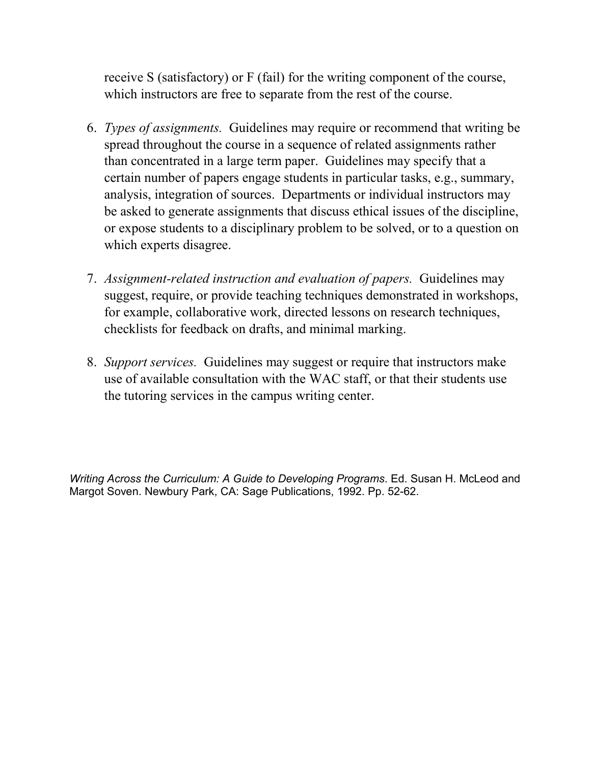receive S (satisfactory) or F (fail) for the writing component of the course, which instructors are free to separate from the rest of the course.

6. *Types of assignments.* Guidelines may require or recommend that writing be spread throughout the course in a sequence of related assignments rather than concentrated in a large term paper. Guidelines may specify that a certain number of papers engage students in particular tasks, e.g., summary, analysis, integration of sources. Departments or individual instructors may be asked to generate assignments that discuss ethical issues of the discipline, or expose students to a disciplinary problem to be solved, or to a question on which experts disagree.

7. *Assignment-related instruction and evaluation of papers.* Guidelines may suggest, require, or provide teaching techniques demonstrated in workshops, for example, collaborative work, directed lessons on research techniques, checklists for feedback on drafts, and minimal marking.

8. *Support services.* Guidelines may suggest or require that instructors make use of available consultation with the WAC staff, or that their students use the tutoring services in the campus writing center.

*Writing Across the Curriculum: A Guide to Developing Programs*. Ed. Susan H. McLeod and Margot Soven. Newbury Park, CA: Sage Publications, 1992. Pp. 52-62.